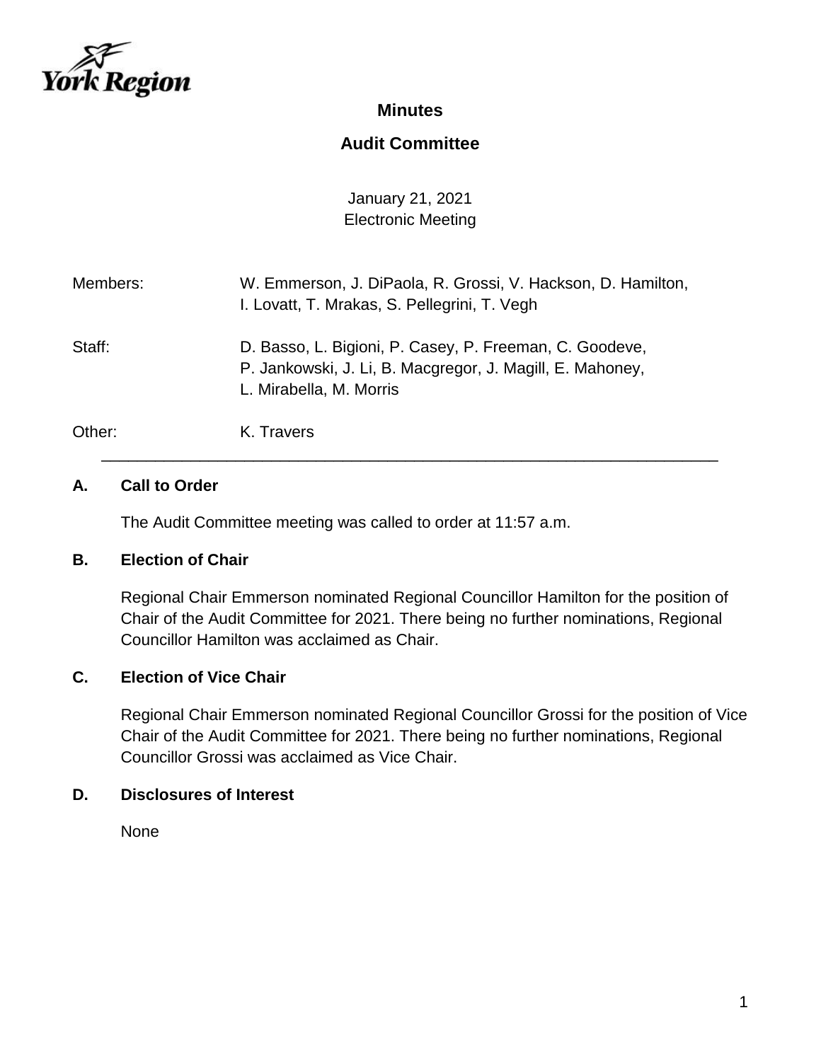# Minutes

## Audit Committee

January 21, 2021
Electronic Meeting

| | |
|---|---|
| Members: | W. Emmerson, J. DiPaola, R. Grossi, V. Hackson, D. Hamilton, I. Lovatt, T. Mrakas, S. Pellegrini, T. Vegh |
| Staff: | D. Basso, L. Bigioni, P. Casey, P. Freeman, C. Goodeve, P. Jankowski, J. Li, B. Macgregor, J. Magill, E. Mahoney, L. Mirabella, M. Morris |
| Other: | K. Travers |

---

### A. Call to Order

The Audit Committee meeting was called to order at 11:57 a.m.

### B. Election of Chair

Regional Chair Emmerson nominated Regional Councillor Hamilton for the position of Chair of the Audit Committee for 2021. There being no further nominations, Regional Councillor Hamilton was acclaimed as Chair.

### C. Election of Vice Chair

Regional Chair Emmerson nominated Regional Councillor Grossi for the position of Vice Chair of the Audit Committee for 2021. There being no further nominations, Regional Councillor Grossi was acclaimed as Vice Chair.

### D. Disclosures of Interest

None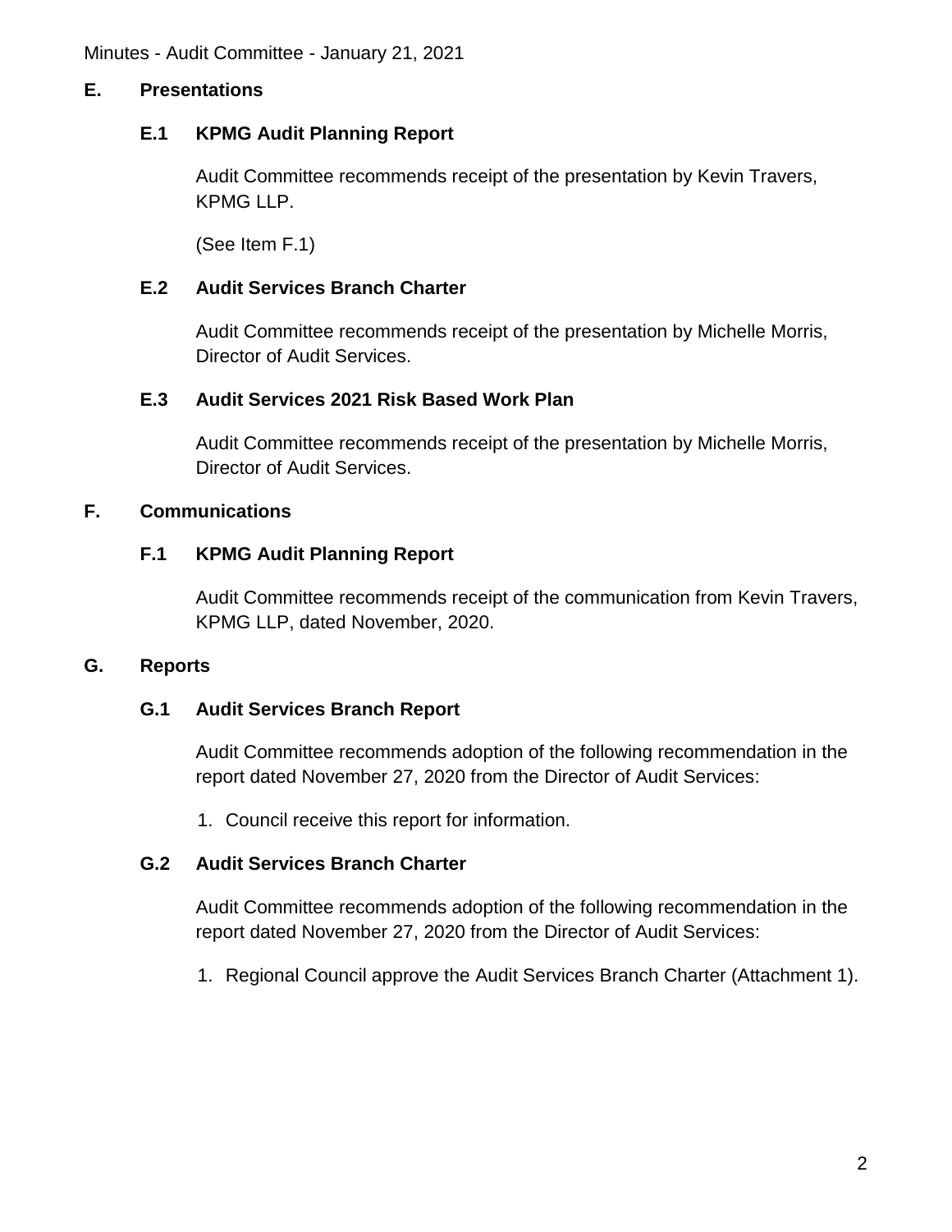## E. Presentations

### E.1 KPMG Audit Planning Report

Audit Committee recommends receipt of the presentation by Kevin Travers, KPMG LLP.

(See Item F.1)

### E.2 Audit Services Branch Charter

Audit Committee recommends receipt of the presentation by Michelle Morris, Director of Audit Services.

### E.3 Audit Services 2021 Risk Based Work Plan

Audit Committee recommends receipt of the presentation by Michelle Morris, Director of Audit Services.

## F. Communications

### F.1 KPMG Audit Planning Report

Audit Committee recommends receipt of the communication from Kevin Travers, KPMG LLP, dated November, 2020.

## G. Reports

### G.1 Audit Services Branch Report

Audit Committee recommends adoption of the following recommendation in the report dated November 27, 2020 from the Director of Audit Services:

1. Council receive this report for information.

### G.2 Audit Services Branch Charter

Audit Committee recommends adoption of the following recommendation in the report dated November 27, 2020 from the Director of Audit Services:

1. Regional Council approve the Audit Services Branch Charter (Attachment 1).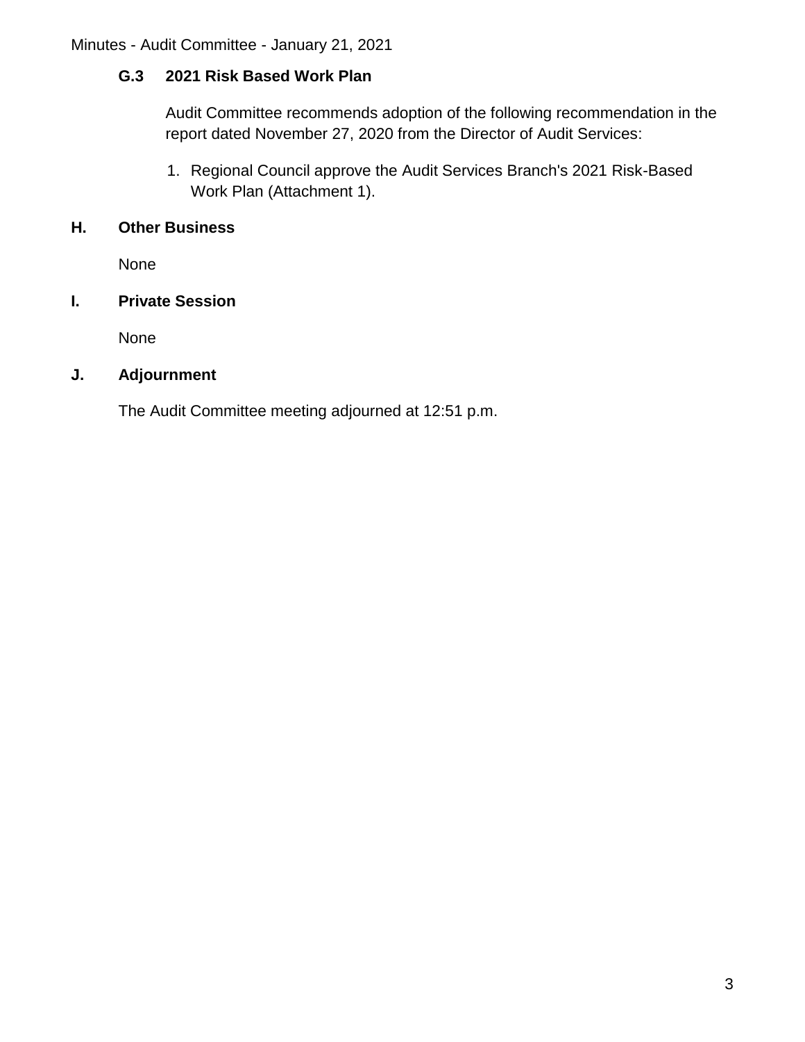### G.3 2021 Risk Based Work Plan

Audit Committee recommends adoption of the following recommendation in the report dated November 27, 2020 from the Director of Audit Services:

1. Regional Council approve the Audit Services Branch's 2021 Risk-Based Work Plan (Attachment 1).

## H. Other Business

None

## I. Private Session

None

## J. Adjournment

The Audit Committee meeting adjourned at 12:51 p.m.